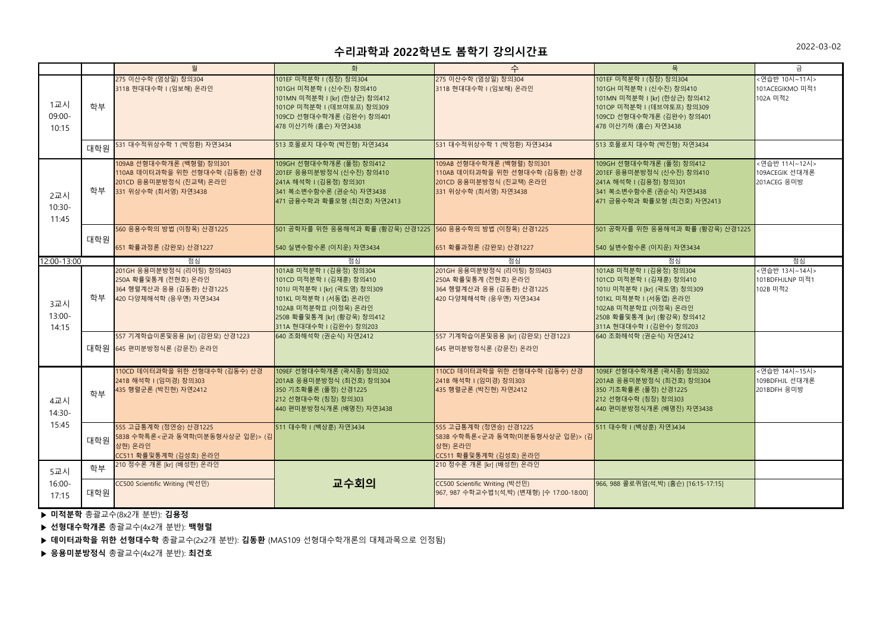# 수리과학과 2022학년도 봄학기 강의시간표

2022-03-02

| | | 월 | 화 | 수 | 목 | 금 |
|---|---|---|---|---|---|---|
| 1교시 09:00-10:15 | 학부 | 275 이산수학 (엄상일) 창의304<br>311B 현대대수학 I (임보해) 온라인 | 101EF 미적분학 I (칭장) 창의304<br>101GH 미적분학 I (신수진) 창의410<br>101MN 미적분학 I [kr] (한상근) 창의412<br>101OP 미적분학 I (데브야토프) 창의309<br>109CD 선형대수학개론 (김완수) 창의401<br>478 이산기하 (홈슨) 자연3438 | 275 이산수학 (엄상일) 창의304<br>311B 현대대수학 I (임보해) 온라인 | 101EF 미적분학 I (칭장) 창의304<br>101GH 미적분학 I (신수진) 창의410<br>101MN 미적분학 I [kr] (한상근) 창의412<br>101OP 미적분학 I (데브야토프) 창의309<br>109CD 선형대수학개론 (김완수) 창의401<br>478 이산기하 (홈슨) 자연3438 | <연습반 10시~11시><br>101ACEGIKMO 미적1<br>102A 미적2 |
| | 대학원 | 531 대수적위상수학 1 (박정환) 자연3434 | 513 호몰로지 대수학 (박진형) 자연3434 | 531 대수적위상수학 1 (박정환) 자연3434 | 513 호몰로지 대수학 (박진형) 자연3434 | |
| 2교시 10:30-11:45 | 학부 | 109AB 선형대수학개론 (백형렬) 창의301<br>110AB 데이터과학을 위한 선형대수학 (김동환) 산경<br>201CD 응용미분방정식 (진교택) 온라인<br>331 위상수학 (최서영) 자연3438 | 109GH 선형대수학개론 (폴정) 창의412<br>201EF 응용미분방정식 (신수진) 창의410<br>241A 해석학 I (김용정) 창의301<br>341 복소변수함수론 (권순식) 자연3438<br>471 금융수학과 확률모형 (최건호) 자연2413 | 109AB 선형대수학개론 (백형렬) 창의301<br>110AB 데이터과학을 위한 선형대수학 (김동환) 산경<br>201CD 응용미분방정식 (진교택) 온라인<br>331 위상수학 (최서영) 자연3438 | 109GH 선형대수학개론 (폴정) 창의412<br>201EF 응용미분방정식 (신수진) 창의410<br>241A 해석학 I (김용정) 창의301<br>341 복소변수함수론 (권순식) 자연3438<br>471 금융수학과 확률모형 (최건호) 자연2413 | <연습반 11시~12시><br>109ACEGIK 선대개론<br>201ACEG 응미방 |
| | 대학원 | 560 응용수학의 방법 (이창옥) 산경1225<br>651 확률과정론 (강완모) 산경1227 | 501 공학자를 위한 응용해석과 확률 (황강욱) 산경1225<br>540 실변수함수론 (이지운) 자연3434 | 560 응용수학의 방법 (이창옥) 산경1225<br>651 확률과정론 (강완모) 산경1227 | 501 공학자를 위한 응용해석과 확률 (황강욱) 산경1225<br>540 실변수함수론 (이지운) 자연3434 | |
| 12:00-13:00 | | 점심 | 점심 | 점심 | 점심 | 점심 |
| 3교시 13:00-14:15 | 학부 | 201GH 응용미분방정식 (리이팅) 창의403<br>250A 확률및통계 (전현호) 온라인<br>364 행렬계산과 응용 (김동환) 산경1225<br>420 다양체해석학 (응우옌) 자연3434 | 101AB 미적분학 I (김용정) 창의304<br>101CD 미적분학 I (김재훈) 창의410<br>101IJ 미적분학 I [kr] (곽도영) 창의309<br>101KL 미적분학 I (서동엽) 온라인<br>102AB 미적분학II (이정욱) 온라인<br>250B 확률및통계 [kr] (황강욱) 창의412<br>311A 현대대수학 I (김완수) 창의203 | 201GH 응용미분방정식 (리이팅) 창의403<br>250A 확률및통계 (전현호) 온라인<br>364 행렬계산과 응용 (김동환) 산경1225<br>420 다양체해석학 (응우옌) 자연3434 | 101AB 미적분학 I (김용정) 창의304<br>101CD 미적분학 I (김재훈) 창의410<br>101IJ 미적분학 I [kr] (곽도영) 창의309<br>101KL 미적분학 I (서동엽) 온라인<br>102AB 미적분학II (이정욱) 온라인<br>250B 확률및통계 [kr] (황강욱) 창의412<br>311A 현대대수학 I (김완수) 창의203 | <연습반 13시~14시><br>101BDFHJLNP 미적1<br>102B 미적2 |
| | 대학원 | 557 기계학습이론및응용 [kr] (강완모) 산경1223<br>645 편미분방정식론 (강문진) 온라인 | 640 조화해석학 (권순식) 자연2412 | 557 기계학습이론및응용 [kr] (강완모) 산경1223<br>645 편미분방정식론 (강문진) 온라인 | 640 조화해석학 (권순식) 자연2412 | |
| 4교시 14:30-15:45 | 학부 | 110CD 데이터과학을 위한 선형대수학 (김동수) 산경<br>241B 해석학 I (임미경) 창의303<br>435 행렬군론 (박진현) 자연2412 | 109EF 선형대수학개론 (곽시종) 창의302<br>201AB 응용미분방정식 (최건호) 창의304<br>350 기초확률론 (폴정) 산경1225<br>212 선형대수학 (칭장) 창의303<br>440 편미분방정식개론 (배명진) 자연3438 | 110CD 데이터과학을 위한 선형대수학 (김동수) 산경<br>241B 해석학 I (임미경) 창의303<br>435 행렬군론 (박진현) 자연2412 | 109EF 선형대수학개론 (곽시종) 창의302<br>201AB 응용미분방정식 (최건호) 창의304<br>350 기초확률론 (폴정) 산경1225<br>212 선형대수학 (칭장) 창의303<br>440 편미분방정식개론 (배명진) 자연3438 | <연습반 14시~15시><br>109BDFHJL 선대개론<br>201BDFH 응미방 |
| | 대학원 | 555 고급통계학 (정연승) 산경1225<br>583B 수학특론<군과 동역학(미분동형사상군 입문)> (김상현) 온라인<br>CC511 확률및통계학 (김성호) 온라인 | 511 대수학 I (백상훈) 자연3434 | 555 고급통계학 (정연승) 산경1225<br>583B 수학특론<군과 동역학(미분동형사상군 입문)> (김상현) 온라인<br>CC511 확률및통계학 (김성호) 온라인 | 511 대수학 I (백상훈) 자연3434 | |
| 5교시 16:00-17:15 | 학부 | 210 정수론 개론 [kr] (배성한) 온라인 | **교수회의** | 210 정수론 개론 [kr] (배성한) 온라인 | | |
| | 대학원 | CC500 Scientific Writing (박선민) | | CC500 Scientific Writing (박선민)<br>967, 987 수학교수법1(석,박) (변재형) [수 17:00-18:00] | 966, 988 콜로퀴엄(석,박) (홈슨) [16:15-17:15] | |

▶ **미적분학** 총괄교수(8x2개 분반): **김용정**

▶ **선형대수학개론** 총괄교수(4x2개 분반): **백형렬**

▶ **데이터과학을 위한 선형대수학** 총괄교수(2x2개 분반): **김동환** (MAS109 선형대수학개론의 대체과목으로 인정됨)

▶ **응용미분방정식** 총괄교수(4x2개 분반): **최건호**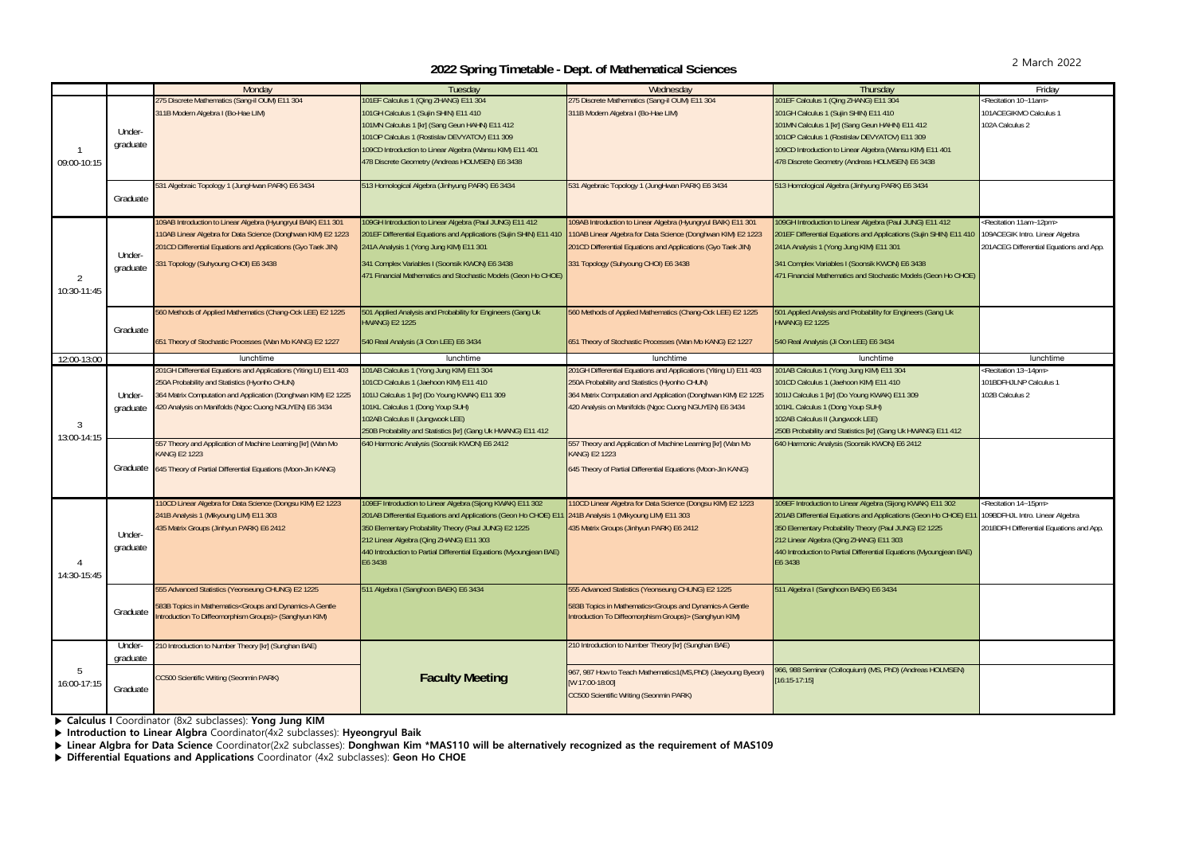## 2022 Spring Timetable - Dept. of Mathematical Sciences

2 March 2022

| | | Monday | Tuesday | Wednesday | Thursday | Friday |
|---|---|---|---|---|---|---|
| 1<br>09:00-10:15 | Under-graduate | 275 Discrete Mathematics (Sang-il OUM) E11 304<br>311B Modern Algebra I (Bo-Hae LIM) | 101EF Calculus 1 (Qing ZHANG) E11 304<br>101GH Calculus 1 (Sujin SHIN) E11 410<br>101MN Calculus 1 [kr] (Sang Geun HAHN) E11 412<br>101OP Calculus 1 (Rostislav DEVYATOV) E11 309<br>109CD Introduction to Linear Algebra (Wansu KIM) E11 401<br>478 Discrete Geometry (Andreas HOLMSEN) E6 3438 | 275 Discrete Mathematics (Sang-il OUM) E11 304<br>311B Modern Algebra I (Bo-Hae LIM) | 101EF Calculus 1 (Qing ZHANG) E11 304<br>101GH Calculus 1 (Sujin SHIN) E11 410<br>101MN Calculus 1 [kr] (Sang Geun HAHN) E11 412<br>101OP Calculus 1 (Rostislav DEVYATOV) E11 309<br>109CD Introduction to Linear Algebra (Wansu KIM) E11 401<br>478 Discrete Geometry (Andreas HOLMSEN) E6 3438 | <Recitation 10~11am><br>101ACEGIKMO Calculus 1<br>102A Calculus 2 |
| | Graduate | 531 Algebraic Topology 1 (JungHwan PARK) E6 3434 | 513 Homological Algebra (Jinhyung PARK) E6 3434 | 531 Algebraic Topology 1 (JungHwan PARK) E6 3434 | 513 Homological Algebra (Jinhyung PARK) E6 3434 | |
| 2<br>10:30-11:45 | Under-graduate | 109AB Introduction to Linear Algebra (Hyungryul BAIK) E11 301<br>110AB Linear Algebra for Data Science (Donghwan KIM) E2 1223<br>201CD Differential Equations and Applications (Gyo Taek JIN)<br>331 Topology (Suhyoung CHOI) E6 3438 | 109GH Introduction to Linear Algebra (Paul JUNG) E11 412<br>201EF Differential Equations and Applications (Sujin SHIN) E11 410<br>241A Analysis 1 (Yong Jung KIM) E11 301<br>341 Complex Variables I (Soonsik KWON) E6 3438<br>471 Financial Mathematics and Stochastic Models (Geon Ho CHOE) | 109AB Introduction to Linear Algebra (Hyungryul BAIK) E11 301<br>110AB Linear Algebra for Data Science (Donghwan KIM) E2 1223<br>201CD Differential Equations and Applications (Gyo Taek JIN)<br>331 Topology (Suhyoung CHOI) E6 3438 | 109GH Introduction to Linear Algebra (Paul JUNG) E11 412<br>201EF Differential Equations and Applications (Sujin SHIN) E11 410<br>241A Analysis 1 (Yong Jung KIM) E11 301<br>341 Complex Variables I (Soonsik KWON) E6 3438<br>471 Financial Mathematics and Stochastic Models (Geon Ho CHOE) | <Recitation 11am~12pm><br>109ACEGIK Intro. Linear Algebra<br>201ACEG Differential Equations and App. |
| | Graduate | 560 Methods of Applied Mathematics (Chang-Ock LEE) E2 1225<br>651 Theory of Stochastic Processes (Wan Mo KANG) E2 1227 | 501 Applied Analysis and Probability for Engineers (Gang Uk HWANG) E2 1225<br>540 Real Analysis (Ji Oon LEE) E6 3434 | 560 Methods of Applied Mathematics (Chang-Ock LEE) E2 1225<br>651 Theory of Stochastic Processes (Wan Mo KANG) E2 1227 | 501 Applied Analysis and Probability for Engineers (Gang Uk HWANG) E2 1225<br>540 Real Analysis (Ji Oon LEE) E6 3434 | |
| 12:00-13:00 | | lunchtime | lunchtime | lunchtime | lunchtime | lunchtime |
| 3<br>13:00-14:15 | Under-graduate | 201GH Differential Equations and Applications (Yiting LI) E11 403<br>250A Probability and Statistics (Hyonho CHUN)<br>364 Matrix Computation and Application (Donghwan KIM) E2 1225<br>420 Analysis on Manifolds (Ngoc Cuong NGUYEN) E6 3434 | 101AB Calculus 1 (Yong Jung KIM) E11 304<br>101CD Calculus 1 (Jaehoon KIM) E11 410<br>101IJ Calculus 1 [kr] (Do Young KWAK) E11 309<br>101KL Calculus 1 (Dong Youp SUH)<br>102AB Calculus II (Jungwook LEE)<br>250B Probability and Statistics [kr] (Gang Uk HWANG) E11 412 | 201GH Differential Equations and Applications (Yiting LI) E11 403<br>250A Probability and Statistics (Hyonho CHUN)<br>364 Matrix Computation and Application (Donghwan KIM) E2 1225<br>420 Analysis on Manifolds (Ngoc Cuong NGUYEN) E6 3434 | 101AB Calculus 1 (Yong Jung KIM) E11 304<br>101CD Calculus 1 (Jaehoon KIM) E11 410<br>101IJ Calculus 1 [kr] (Do Young KWAK) E11 309<br>101KL Calculus 1 (Dong Youp SUH)<br>102AB Calculus II (Jungwook LEE)<br>250B Probability and Statistics [kr] (Gang Uk HWANG) E11 412 | <Recitation 13~14pm><br>101BDFHJLNP Calculus 1<br>102B Calculus 2 |
| | Graduate | 557 Theory and Application of Machine Learning [kr] (Wan Mo KANG) E2 1223<br>645 Theory of Partial Differential Equations (Moon-Jin KANG) | 640 Harmonic Analysis (Soonsik KWON) E6 2412 | 557 Theory and Application of Machine Learning [kr] (Wan Mo KANG) E2 1223<br>645 Theory of Partial Differential Equations (Moon-Jin KANG) | 640 Harmonic Analysis (Soonsik KWON) E6 2412 | |
| 4<br>14:30-15:45 | Under-graduate | 110CD Linear Algebra for Data Science (Dongsu KIM) E2 1223<br>241B Analysis 1 (Mikyoung LIM) E11 303<br>435 Matrix Groups (Jinhyun PARK) E6 2412 | 109EF Introduction to Linear Algebra (Sijong KWAK) E11 302<br>201AB Differential Equations and Applications (Geon Ho CHOE) E11<br>350 Elementary Probability Theory (Paul JUNG) E2 1225<br>212 Linear Algebra (Qing ZHANG) E11 303<br>440 Introduction to Partial Differential Equations (Myoungjean BAE) E6 3438 | 110CD Linear Algebra for Data Science (Dongsu KIM) E2 1223<br>241B Analysis 1 (Mikyoung LIM) E11 303<br>435 Matrix Groups (Jinhyun PARK) E6 2412 | 109EF Introduction to Linear Algebra (Sijong KWAK) E11 302<br>201AB Differential Equations and Applications (Geon Ho CHOE) E11<br>350 Elementary Probability Theory (Paul JUNG) E2 1225<br>212 Linear Algebra (Qing ZHANG) E11 303<br>440 Introduction to Partial Differential Equations (Myoungjean BAE) E6 3438 | <Recitation 14~15pm><br>109BDFHJLNP Intro. Linear Algebra<br>201BDFH Differential Equations and App. |
| | Graduate | 555 Advanced Statistics (Yeonseung CHUNG) E2 1225<br>583B Topics in Mathematics<Groups and Dynamics-A Gentle Introduction To Diffeomorphism Groups)> (Sanghyun KIM) | 511 Algebra I (Sanghoon BAEK) E6 3434 | 555 Advanced Statistics (Yeonseung CHUNG) E2 1225<br>583B Topics in Mathematics<Groups and Dynamics-A Gentle Introduction To Diffeomorphism Groups)> (Sanghyun KIM) | 511 Algebra I (Sanghoon BAEK) E6 3434 | |
| 5<br>16:00-17:15 | Under-graduate | 210 Introduction to Number Theory [kr] (Sunghan BAE) | **Faculty Meeting** | 210 Introduction to Number Theory [kr] (Sunghan BAE) | | |
| | Graduate | CC500 Scientific Writing (Seonmin PARK) | | 967, 987 How to Teach Mathematics1(MS,PhD) (Jaeyoung Byeon) [W 17:00-18:00]<br>CC500 Scientific Writing (Seonmin PARK) | 966, 988 Seminar (Colloquium) (MS, PhD) (Andreas HOLMSEN) [16:15-17:15] | |

▶ **Calculus I** Coordinator (8x2 subclasses): **Yong Jung KIM**

▶ **Introduction to Linear Algbra** Coordinator(4x2 subclasses): **Hyeongryul Baik**

▶ **Linear Algbra for Data Science** Coordinator(2x2 subclasses): **Donghwan Kim \*MAS110 will be alternatively recognized as the requirement of MAS109**

▶ **Differential Equations and Applications** Coordinator (4x2 subclasses): **Geon Ho CHOE**